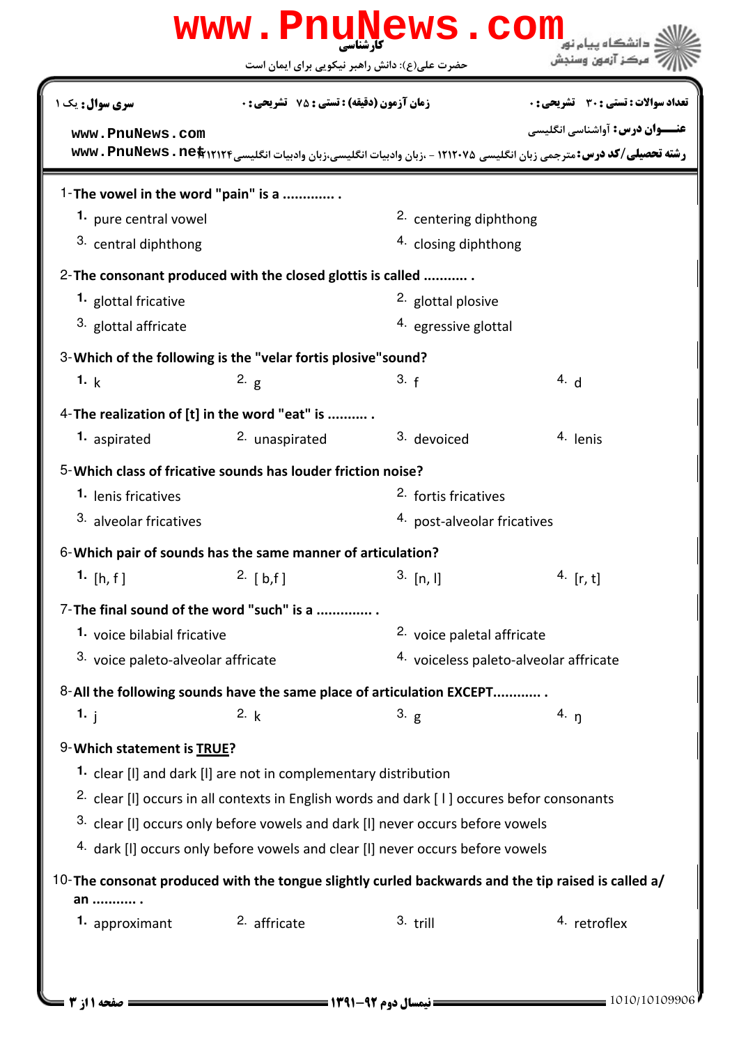www.PnuNews.com

کارشناسی

حضرت علی(ع): دانش راهبر نیکویی برای ایمان است

دانشگاه پیام نور
مرکز آزمون وسنجش

**تعداد سوالات : تستی : ۳۰ تشریحی : ۰** **زمان آزمون (دقیقه) : تستی : ۷۵ تشریحی : ۰** **سری سوال :** یک ۱

**عنـــوان درس:** آواشناسی انگلیسی

**رشته تحصیلی/کد درس:** مترجمی زبان انگلیسی ۱۲۱۲۰۷۵ - ،زبان وادبیات انگلیسی،زبان وادبیات انگلیسی۱۲۱۲۱۲۴

www.PnuNews.com
www.PnuNews.net

1-**The vowel in the word "pain" is a ............. .**

1. pure central vowel
2. centering diphthong
3. central diphthong
4. closing diphthong

2-**The consonant produced with the closed glottis is called ........... .**

1. glottal fricative
2. glottal plosive
3. glottal affricate
4. egressive glottal

3-**Which of the following is the "velar fortis plosive"sound?**

1. k
2. g
3. f
4. d

4-**The realization of [t] in the word "eat" is .......... .**

1. aspirated
2. unaspirated
3. devoiced
4. lenis

5-**Which class of fricative sounds has louder friction noise?**

1. lenis fricatives
2. fortis fricatives
3. alveolar fricatives
4. post-alveolar fricatives

6-**Which pair of sounds has the same manner of articulation?**

1. [h, f ]
2. [ b,f ]
3. [n, l]
4. [r, t]

7-**The final sound of the word "such" is a .............. .**

1. voice bilabial fricative
2. voice paletal affricate
3. voice paleto-alveolar affricate
4. voiceless paleto-alveolar affricate

8-**All the following sounds have the same place of articulation EXCEPT............ .**

1. j
2. k
3. g
4. ŋ

9-**Which statement is <u>TRUE</u>?**

1. clear [l] and dark [l] are not in complementary distribution
2. clear [l] occurs in all contexts in English words and dark [ l ] occures befor consonants
3. clear [l] occurs only before vowels and dark [l] never occurs before vowels
4. dark [l] occurs only before vowels and clear [l] never occurs before vowels

10-**The consonat produced with the tongue slightly curled backwards and the tip raised is called a/ an ........... .**

1. approximant
2. affricate
3. trill
4. retroflex

نیمسال دوم ۹۲-۱۳۹۱

1010/10109906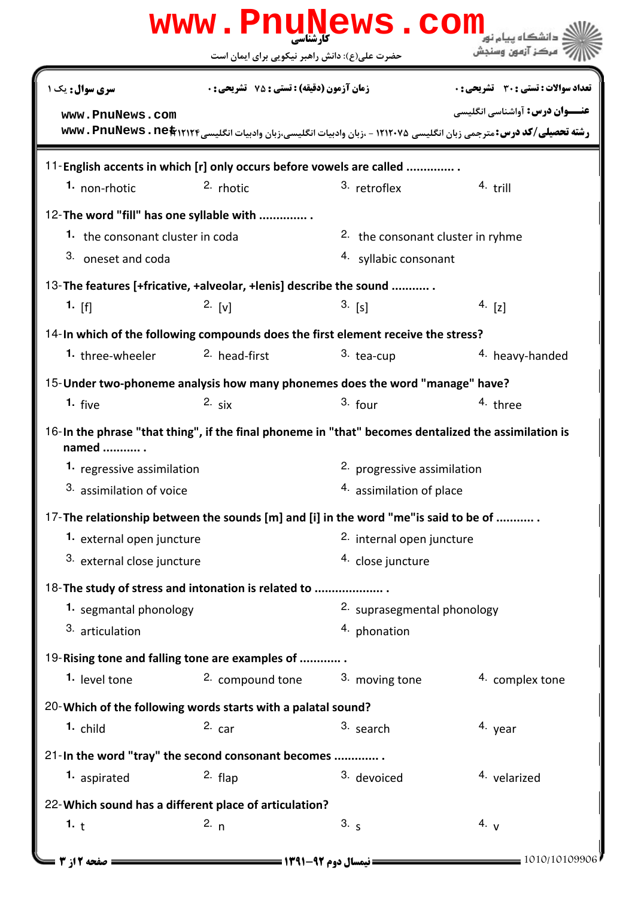11-English accents in which [r] only occurs before vowels are called .............. .

1. non-rhotic
2. rhotic
3. retroflex
4. trill

12-The word "fill" has one syllable with .............. .

1. the consonant cluster in coda
2. the consonant cluster in ryhme
3. oneset and coda
4. syllabic consonant

13-The features [+fricative, +alveolar, +lenis] describe the sound ........... .

1. [f]
2. [v]
3. [s]
4. [z]

14-In which of the following compounds does the first element receive the stress?

1. three-wheeler
2. head-first
3. tea-cup
4. heavy-handed

15-Under two-phoneme analysis how many phonemes does the word "manage" have?

1. five
2. six
3. four
4. three

16-In the phrase "that thing", if the final phoneme in "that" becomes dentalized the assimilation is named ........... .

1. regressive assimilation
2. progressive assimilation
3. assimilation of voice
4. assimilation of place

17-The relationship between the sounds [m] and [i] in the word "me"is said to be of ........... .

1. external open juncture
2. internal open juncture
3. external close juncture
4. close juncture

18-The study of stress and intonation is related to .................... .

1. segmantal phonology
2. suprasegmental phonology
3. articulation
4. phonation

19-Rising tone and falling tone are examples of ............ .

1. level tone
2. compound tone
3. moving tone
4. complex tone

20-Which of the following words starts with a palatal sound?

1. child
2. car
3. search
4. year

21-In the word "tray" the second consonant becomes ............. .

1. aspirated
2. flap
3. devoiced
4. velarized

22-Which sound has a different place of articulation?

1. t
2. n
3. s
4. v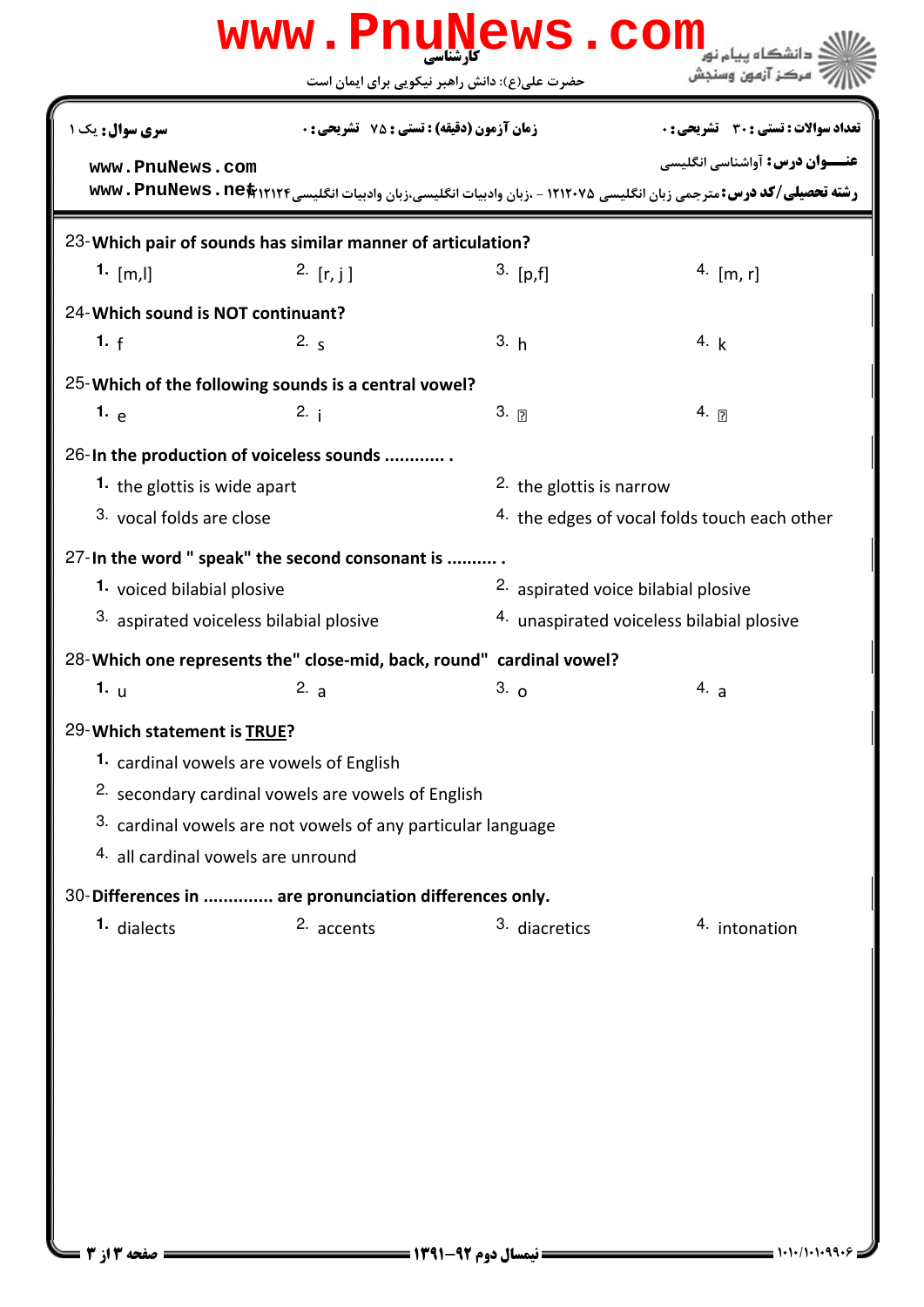www.PnuNews.com

کارشناسی

حضرت علی(ع): دانش راهبر نیکویی برای ایمان است

دانشگاه پیام نور
مرکز آزمون وسنجش

**تعداد سوالات : تستی : ۳۰ تشریحی : ۰** | **زمان آزمون (دقیقه) : تستی : ۷۵ تشریحی : ۰** | **سری سوال :** یک ۱

**عنـــوان درس :** آواشناسی انگلیسی

**رشته تحصیلی/کد درس :** مترجمی زبان انگلیسی ۱۲۱۲۰۷۵ - ،زبان وادبیات انگلیسی،زبان وادبیات انگلیسی۱۲۱۲۱۲۴

www.PnuNews.com
www.PnuNews.net

23-**Which pair of sounds has similar manner of articulation?**

1. [m,l]
2. [r, j ]
3. [p,f]
4. [m, r]

24-**Which sound is NOT continuant?**

1. f
2. s
3. h
4. k

25-**Which of the following sounds is a central vowel?**

1. e
2. i
3. ?
4. ?

26-**In the production of voiceless sounds ............ .**

1. the glottis is wide apart
2. the glottis is narrow
3. vocal folds are close
4. the edges of vocal folds touch each other

27-**In the word " speak" the second consonant is .......... .**

1. voiced bilabial plosive
2. aspirated voice bilabial plosive
3. aspirated voiceless bilabial plosive
4. unaspirated voiceless bilabial plosive

28-**Which one represents the" close-mid, back, round" cardinal vowel?**

1. u
2. a
3. o
4. a

29-**Which statement is <u>TRUE</u>?**

1. cardinal vowels are vowels of English
2. secondary cardinal vowels are vowels of English
3. cardinal vowels are not vowels of any particular language
4. all cardinal vowels are unround

30-**Differences in ............. are pronunciation differences only.**

1. dialects
2. accents
3. diacretics
4. intonation

نیمسال دوم ۹۲-۱۳۹۱

۱۰۱۰/۱۰۱۰۹۹۰۶